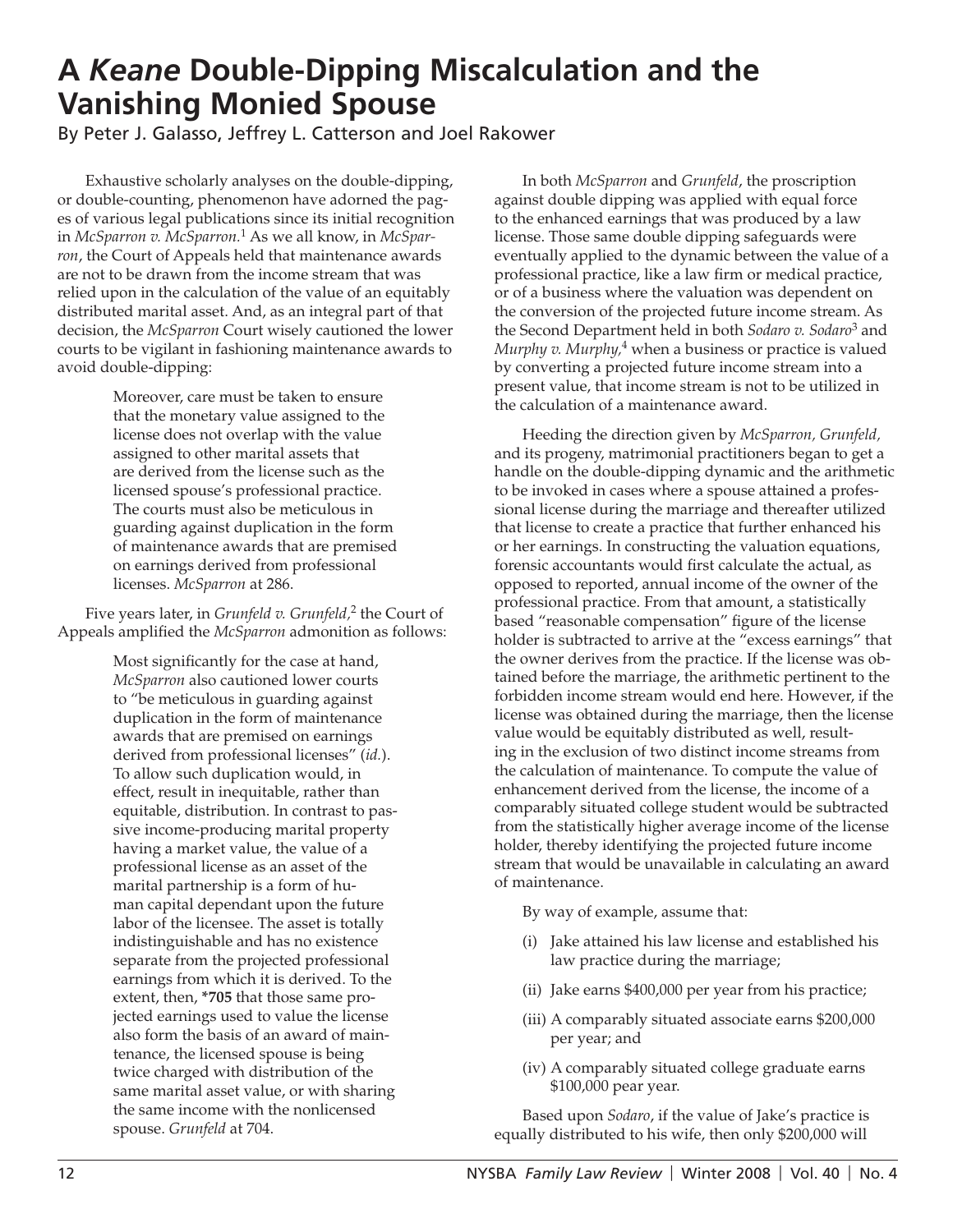# A *Keane* Double-Dipping Miscalculation and the Vanishing Monied Spouse

By Peter J. Galasso, Jeffrey L. Catterson and Joel Rakower

Exhaustive scholarly analyses on the double-dipping, or double-counting, phenomenon have adorned the pages of various legal publications since its initial recognition in *McSparron v. McSparron*.[1] As we all know, in *McSparron*, the Court of Appeals held that maintenance awards are not to be drawn from the income stream that was relied upon in the calculation of the value of an equitably distributed marital asset. And, as an integral part of that decision, the *McSparron* Court wisely cautioned the lower courts to be vigilant in fashioning maintenance awards to avoid double-dipping:

> Moreover, care must be taken to ensure that the monetary value assigned to the license does not overlap with the value assigned to other marital assets that are derived from the license such as the licensed spouse's professional practice. The courts must also be meticulous in guarding against duplication in the form of maintenance awards that are premised on earnings derived from professional licenses. *McSparron* at 286.

Five years later, in *Grunfeld v. Grunfeld*,[2] the Court of Appeals amplified the *McSparron* admonition as follows:

> Most significantly for the case at hand, *McSparron* also cautioned lower courts to "be meticulous in guarding against duplication in the form of maintenance awards that are premised on earnings derived from professional licenses" (*id.*). To allow such duplication would, in effect, result in inequitable, rather than equitable, distribution. In contrast to passive income-producing marital property having a market value, the value of a professional license as an asset of the marital partnership is a form of human capital dependant upon the future labor of the licensee. The asset is totally indistinguishable and has no existence separate from the projected professional earnings from which it is derived. To the extent, then, **\*705** that those same projected earnings used to value the license also form the basis of an award of maintenance, the licensed spouse is being twice charged with distribution of the same marital asset value, or with sharing the same income with the nonlicensed spouse. *Grunfeld* at 704.

In both *McSparron* and *Grunfeld*, the proscription against double dipping was applied with equal force to the enhanced earnings that was produced by a law license. Those same double dipping safeguards were eventually applied to the dynamic between the value of a professional practice, like a law firm or medical practice, or of a business where the valuation was dependent on the conversion of the projected future income stream. As the Second Department held in both *Sodaro v. Sodaro*[3] and *Murphy v. Murphy*,[4] when a business or practice is valued by converting a projected future income stream into a present value, that income stream is not to be utilized in the calculation of a maintenance award.

Heeding the direction given by *McSparron, Grunfeld,* and its progeny, matrimonial practitioners began to get a handle on the double-dipping dynamic and the arithmetic to be invoked in cases where a spouse attained a professional license during the marriage and thereafter utilized that license to create a practice that further enhanced his or her earnings. In constructing the valuation equations, forensic accountants would first calculate the actual, as opposed to reported, annual income of the owner of the professional practice. From that amount, a statistically based "reasonable compensation" figure of the license holder is subtracted to arrive at the "excess earnings" that the owner derives from the practice. If the license was obtained before the marriage, the arithmetic pertinent to the forbidden income stream would end here. However, if the license was obtained during the marriage, then the license value would be equitably distributed as well, resulting in the exclusion of two distinct income streams from the calculation of maintenance. To compute the value of enhancement derived from the license, the income of a comparably situated college student would be subtracted from the statistically higher average income of the license holder, thereby identifying the projected future income stream that would be unavailable in calculating an award of maintenance.

By way of example, assume that:

(i) Jake attained his law license and established his law practice during the marriage;

(ii) Jake earns $400,000 per year from his practice;

(iii) A comparably situated associate earns $200,000 per year; and

(iv) A comparably situated college graduate earns $100,000 pear year.

Based upon *Sodaro*, if the value of Jake's practice is equally distributed to his wife, then only $200,000 will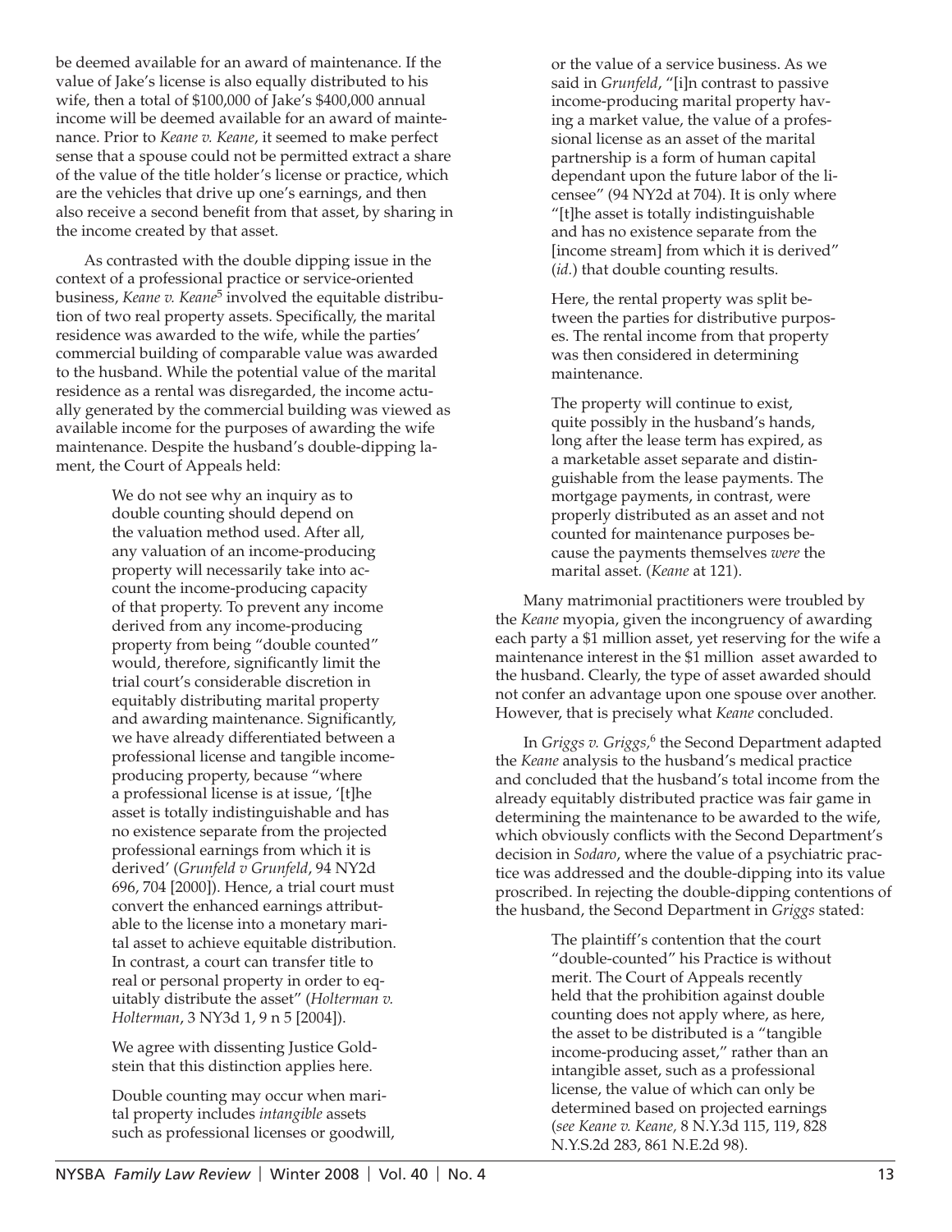be deemed available for an award of maintenance. If the value of Jake's license is also equally distributed to his wife, then a total of $100,000 of Jake's $400,000 annual income will be deemed available for an award of maintenance. Prior to *Keane v. Keane*, it seemed to make perfect sense that a spouse could not be permitted extract a share of the value of the title holder's license or practice, which are the vehicles that drive up one's earnings, and then also receive a second benefit from that asset, by sharing in the income created by that asset.

As contrasted with the double dipping issue in the context of a professional practice or service-oriented business, *Keane v. Keane*[5] involved the equitable distribution of two real property assets. Specifically, the marital residence was awarded to the wife, while the parties' commercial building of comparable value was awarded to the husband. While the potential value of the marital residence as a rental was disregarded, the income actually generated by the commercial building was viewed as available income for the purposes of awarding the wife maintenance. Despite the husband's double-dipping lament, the Court of Appeals held:

> We do not see why an inquiry as to double counting should depend on the valuation method used. After all, any valuation of an income-producing property will necessarily take into account the income-producing capacity of that property. To prevent any income derived from any income-producing property from being "double counted" would, therefore, significantly limit the trial court's considerable discretion in equitably distributing marital property and awarding maintenance. Significantly, we have already differentiated between a professional license and tangible income-producing property, because "where a professional license is at issue, '[t]he asset is totally indistinguishable and has no existence separate from the projected professional earnings from which it is derived' (*Grunfeld v Grunfeld*, 94 NY2d 696, 704 [2000]). Hence, a trial court must convert the enhanced earnings attributable to the license into a monetary marital asset to achieve equitable distribution. In contrast, a court can transfer title to real or personal property in order to equitably distribute the asset" (*Holterman v. Holterman*, 3 NY3d 1, 9 n 5 [2004]).
>
> We agree with dissenting Justice Goldstein that this distinction applies here.
>
> Double counting may occur when marital property includes *intangible* assets such as professional licenses or goodwill, or the value of a service business. As we said in *Grunfeld*, "[i]n contrast to passive income-producing marital property having a market value, the value of a professional license as an asset of the marital partnership is a form of human capital dependant upon the future labor of the licensee" (94 NY2d at 704). It is only where "[t]he asset is totally indistinguishable and has no existence separate from the [income stream] from which it is derived" (*id.*) that double counting results.
>
> Here, the rental property was split between the parties for distributive purposes. The rental income from that property was then considered in determining maintenance.
>
> The property will continue to exist, quite possibly in the husband's hands, long after the lease term has expired, as a marketable asset separate and distinguishable from the lease payments. The mortgage payments, in contrast, were properly distributed as an asset and not counted for maintenance purposes because the payments themselves *were* the marital asset. (*Keane* at 121).

Many matrimonial practitioners were troubled by the *Keane* myopia, given the incongruency of awarding each party a $1 million asset, yet reserving for the wife a maintenance interest in the $1 million asset awarded to the husband. Clearly, the type of asset awarded should not confer an advantage upon one spouse over another. However, that is precisely what *Keane* concluded.

In *Griggs v. Griggs*,[6] the Second Department adapted the *Keane* analysis to the husband's medical practice and concluded that the husband's total income from the already equitably distributed practice was fair game in determining the maintenance to be awarded to the wife, which obviously conflicts with the Second Department's decision in *Sodaro*, where the value of a psychiatric practice was addressed and the double-dipping into its value proscribed. In rejecting the double-dipping contentions of the husband, the Second Department in *Griggs* stated:

> The plaintiff's contention that the court "double-counted" his Practice is without merit. The Court of Appeals recently held that the prohibition against double counting does not apply where, as here, the asset to be distributed is a "tangible income-producing asset," rather than an intangible asset, such as a professional license, the value of which can only be determined based on projected earnings (*see Keane v. Keane,* 8 N.Y.3d 115, 119, 828 N.Y.S.2d 283, 861 N.E.2d 98).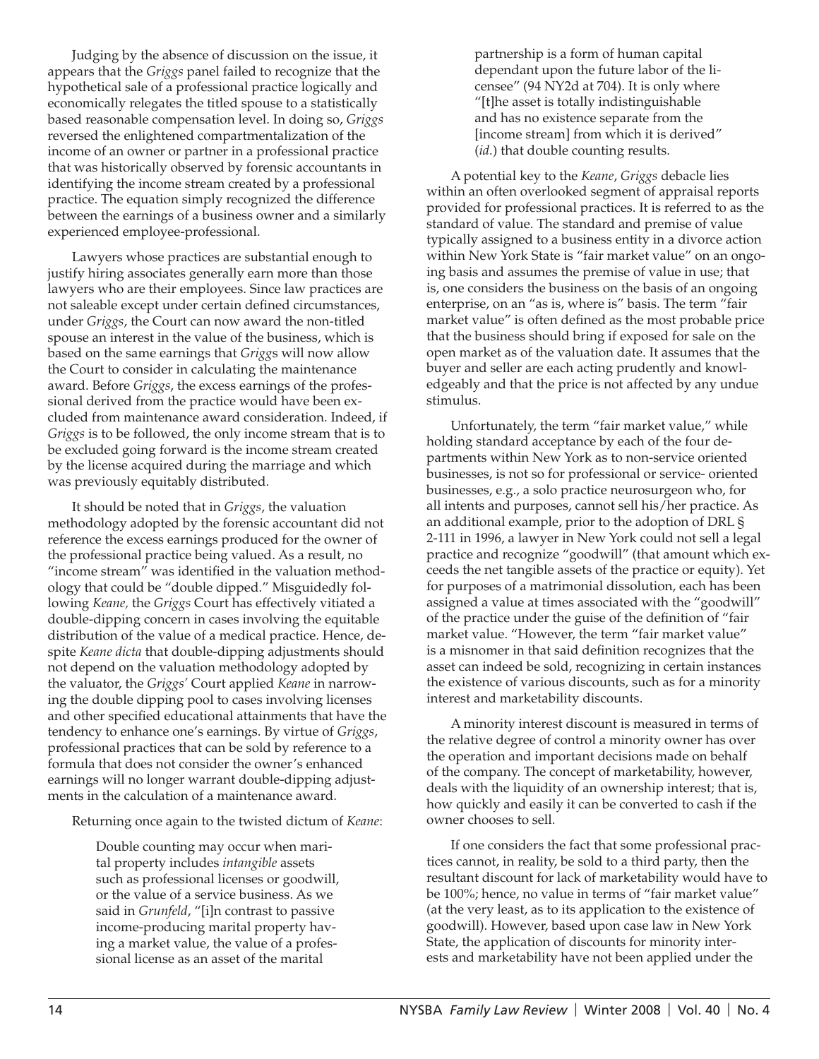Judging by the absence of discussion on the issue, it appears that the *Griggs* panel failed to recognize that the hypothetical sale of a professional practice logically and economically relegates the titled spouse to a statistically based reasonable compensation level. In doing so, *Griggs* reversed the enlightened compartmentalization of the income of an owner or partner in a professional practice that was historically observed by forensic accountants in identifying the income stream created by a professional practice. The equation simply recognized the difference between the earnings of a business owner and a similarly experienced employee-professional.

Lawyers whose practices are substantial enough to justify hiring associates generally earn more than those lawyers who are their employees. Since law practices are not saleable except under certain defined circumstances, under *Griggs*, the Court can now award the non-titled spouse an interest in the value of the business, which is based on the same earnings that *Griggs* will now allow the Court to consider in calculating the maintenance award. Before *Griggs*, the excess earnings of the professional derived from the practice would have been excluded from maintenance award consideration. Indeed, if *Griggs* is to be followed, the only income stream that is to be excluded going forward is the income stream created by the license acquired during the marriage and which was previously equitably distributed.

It should be noted that in *Griggs*, the valuation methodology adopted by the forensic accountant did not reference the excess earnings produced for the owner of the professional practice being valued. As a result, no "income stream" was identified in the valuation methodology that could be "double dipped." Misguidedly following *Keane,* the *Griggs* Court has effectively vitiated a double-dipping concern in cases involving the equitable distribution of the value of a medical practice. Hence, despite *Keane dicta* that double-dipping adjustments should not depend on the valuation methodology adopted by the valuator, the *Griggs'* Court applied *Keane* in narrowing the double dipping pool to cases involving licenses and other specified educational attainments that have the tendency to enhance one's earnings. By virtue of *Griggs*, professional practices that can be sold by reference to a formula that does not consider the owner's enhanced earnings will no longer warrant double-dipping adjustments in the calculation of a maintenance award.

Returning once again to the twisted dictum of *Keane*:

> Double counting may occur when marital property includes *intangible* assets such as professional licenses or goodwill, or the value of a service business. As we said in *Grunfeld*, "[i]n contrast to passive income-producing marital property having a market value, the value of a professional license as an asset of the marital partnership is a form of human capital dependant upon the future labor of the licensee" (94 NY2d at 704). It is only where "[t]he asset is totally indistinguishable and has no existence separate from the [income stream] from which it is derived" (*id.*) that double counting results.

A potential key to the *Keane*, *Griggs* debacle lies within an often overlooked segment of appraisal reports provided for professional practices. It is referred to as the standard of value. The standard and premise of value typically assigned to a business entity in a divorce action within New York State is "fair market value" on an ongoing basis and assumes the premise of value in use; that is, one considers the business on the basis of an ongoing enterprise, on an "as is, where is" basis. The term "fair market value" is often defined as the most probable price that the business should bring if exposed for sale on the open market as of the valuation date. It assumes that the buyer and seller are each acting prudently and knowledgeably and that the price is not affected by any undue stimulus.

Unfortunately, the term "fair market value," while holding standard acceptance by each of the four departments within New York as to non-service oriented businesses, is not so for professional or service- oriented businesses, e.g., a solo practice neurosurgeon who, for all intents and purposes, cannot sell his/her practice. As an additional example, prior to the adoption of DRL § 2-111 in 1996, a lawyer in New York could not sell a legal practice and recognize "goodwill" (that amount which exceeds the net tangible assets of the practice or equity). Yet for purposes of a matrimonial dissolution, each has been assigned a value at times associated with the "goodwill" of the practice under the guise of the definition of "fair market value. "However, the term "fair market value" is a misnomer in that said definition recognizes that the asset can indeed be sold, recognizing in certain instances the existence of various discounts, such as for a minority interest and marketability discounts.

A minority interest discount is measured in terms of the relative degree of control a minority owner has over the operation and important decisions made on behalf of the company. The concept of marketability, however, deals with the liquidity of an ownership interest; that is, how quickly and easily it can be converted to cash if the owner chooses to sell.

If one considers the fact that some professional practices cannot, in reality, be sold to a third party, then the resultant discount for lack of marketability would have to be 100%; hence, no value in terms of "fair market value" (at the very least, as to its application to the existence of goodwill). However, based upon case law in New York State, the application of discounts for minority interests and marketability have not been applied under the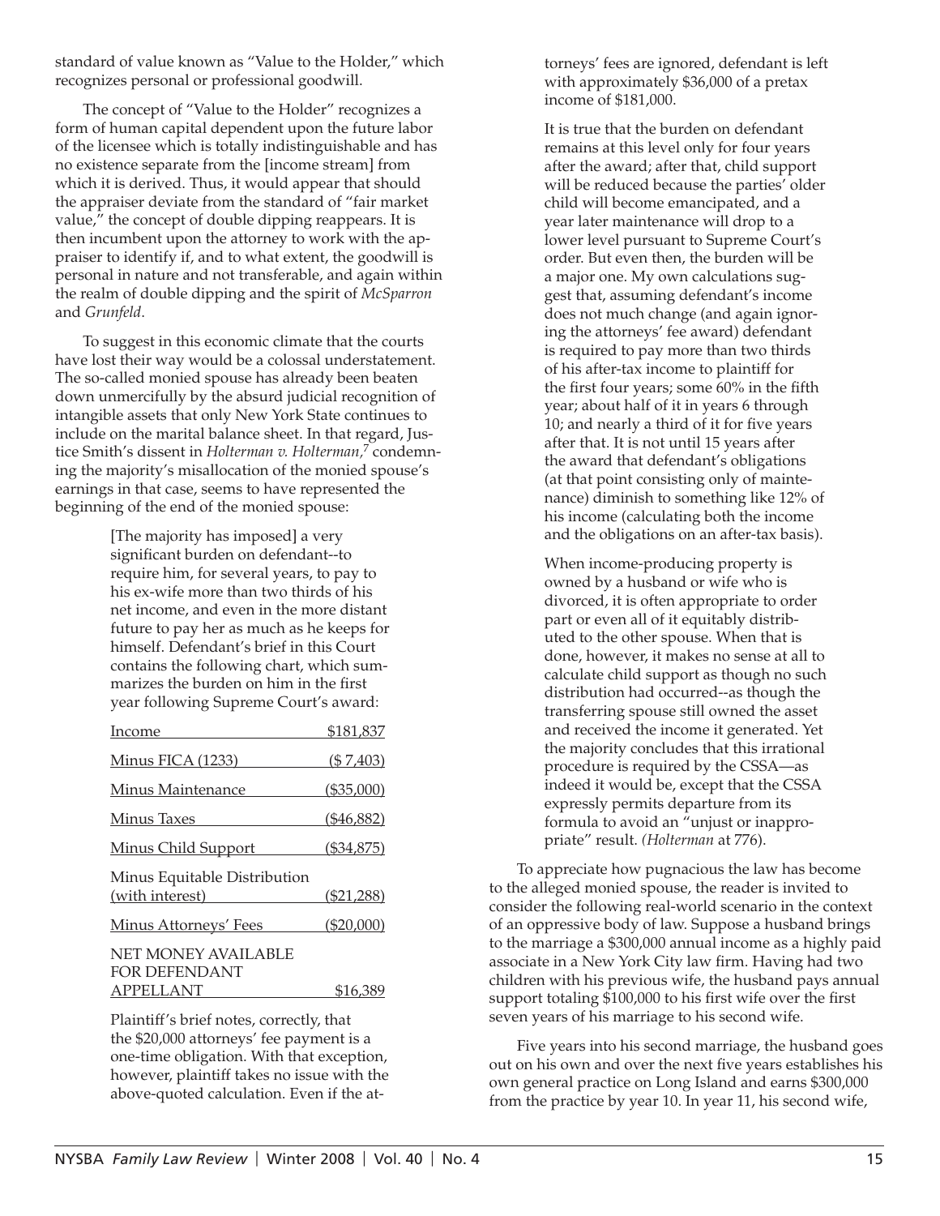standard of value known as "Value to the Holder," which recognizes personal or professional goodwill.

The concept of "Value to the Holder" recognizes a form of human capital dependent upon the future labor of the licensee which is totally indistinguishable and has no existence separate from the [income stream] from which it is derived. Thus, it would appear that should the appraiser deviate from the standard of "fair market value," the concept of double dipping reappears. It is then incumbent upon the attorney to work with the appraiser to identify if, and to what extent, the goodwill is personal in nature and not transferable, and again within the realm of double dipping and the spirit of *McSparron* and *Grunfeld*.

To suggest in this economic climate that the courts have lost their way would be a colossal understatement. The so-called monied spouse has already been beaten down unmercifully by the absurd judicial recognition of intangible assets that only New York State continues to include on the marital balance sheet. In that regard, Justice Smith's dissent in *Holterman v. Holterman*,[7] condemning the majority's misallocation of the monied spouse's earnings in that case, seems to have represented the beginning of the end of the monied spouse:

> [The majority has imposed] a very significant burden on defendant--to require him, for several years, to pay to his ex-wife more than two thirds of his net income, and even in the more distant future to pay her as much as he keeps for himself. Defendant's brief in this Court contains the following chart, which summarizes the burden on him in the first year following Supreme Court's award:
>
> | | |
> |---|---|
> | Income | \$181,837 |
> | Minus FICA (1233) | (\$ 7,403) |
> | Minus Maintenance | (\$35,000) |
> | Minus Taxes | (\$46,882) |
> | Minus Child Support | (\$34,875) |
> | Minus Equitable Distribution (with interest) | (\$21,288) |
> | Minus Attorneys' Fees | (\$20,000) |
> | NET MONEY AVAILABLE FOR DEFENDANT APPELLANT | \$16,389 |
>
> Plaintiff's brief notes, correctly, that the \$20,000 attorneys' fee payment is a one-time obligation. With that exception, however, plaintiff takes no issue with the above-quoted calculation. Even if the attorneys' fees are ignored, defendant is left with approximately \$36,000 of a pretax income of \$181,000.
>
> It is true that the burden on defendant remains at this level only for four years after the award; after that, child support will be reduced because the parties' older child will become emancipated, and a year later maintenance will drop to a lower level pursuant to Supreme Court's order. But even then, the burden will be a major one. My own calculations suggest that, assuming defendant's income does not much change (and again ignoring the attorneys' fee award) defendant is required to pay more than two thirds of his after-tax income to plaintiff for the first four years; some 60% in the fifth year; about half of it in years 6 through 10; and nearly a third of it for five years after that. It is not until 15 years after the award that defendant's obligations (at that point consisting only of maintenance) diminish to something like 12% of his income (calculating both the income and the obligations on an after-tax basis).
>
> When income-producing property is owned by a husband or wife who is divorced, it is often appropriate to order part or even all of it equitably distributed to the other spouse. When that is done, however, it makes no sense at all to calculate child support as though no such distribution had occurred--as though the transferring spouse still owned the asset and received the income it generated. Yet the majority concludes that this irrational procedure is required by the CSSA—as indeed it would be, except that the CSSA expressly permits departure from its formula to avoid an "unjust or inappropriate" result. *(Holterman* at 776).

To appreciate how pugnacious the law has become to the alleged monied spouse, the reader is invited to consider the following real-world scenario in the context of an oppressive body of law. Suppose a husband brings to the marriage a \$300,000 annual income as a highly paid associate in a New York City law firm. Having had two children with his previous wife, the husband pays annual support totaling \$100,000 to his first wife over the first seven years of his marriage to his second wife.

Five years into his second marriage, the husband goes out on his own and over the next five years establishes his own general practice on Long Island and earns \$300,000 from the practice by year 10. In year 11, his second wife,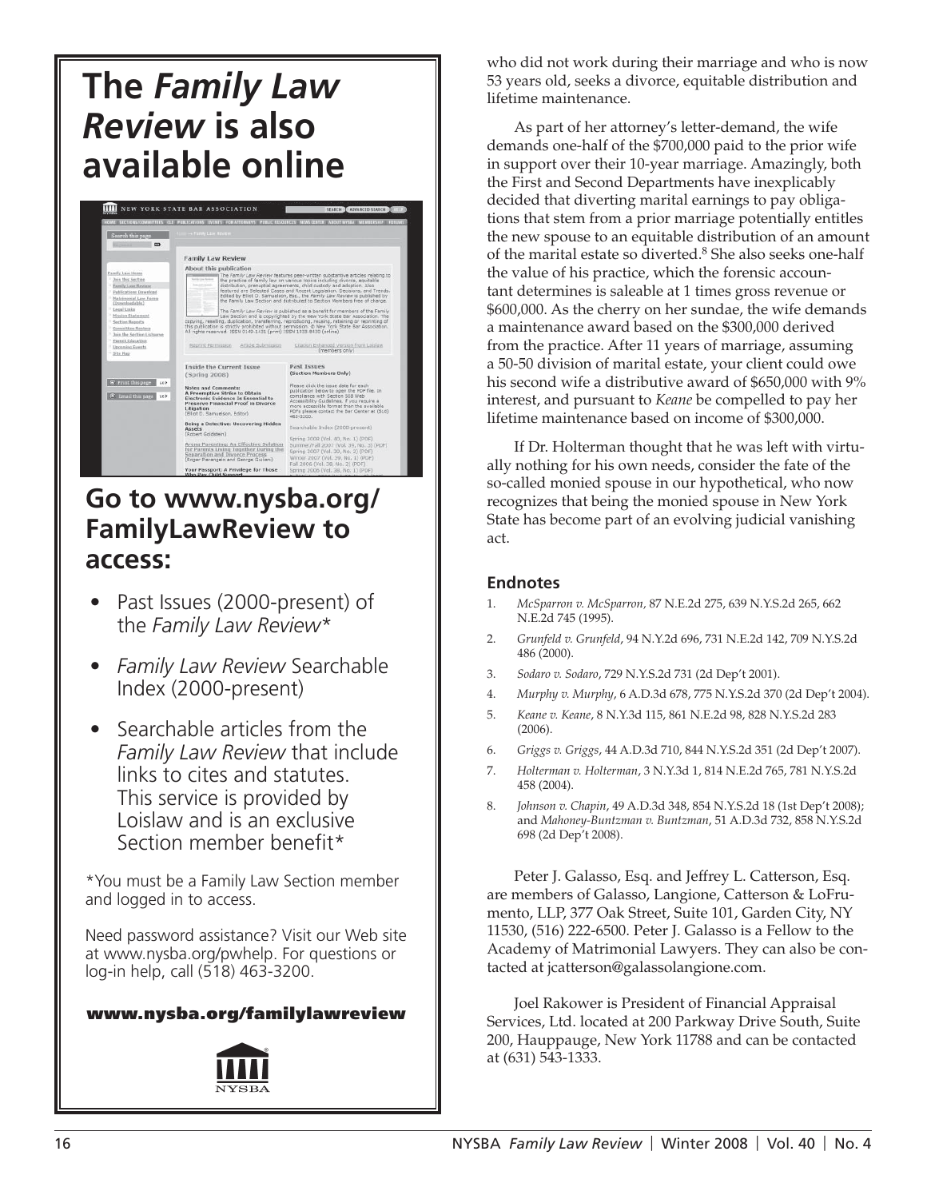who did not work during their marriage and who is now 53 years old, seeks a divorce, equitable distribution and lifetime maintenance.

As part of her attorney's letter-demand, the wife demands one-half of the $700,000 paid to the prior wife in support over their 10-year marriage. Amazingly, both the First and Second Departments have inexplicably decided that diverting marital earnings to pay obligations that stem from a prior marriage potentially entitles the new spouse to an equitable distribution of an amount of the marital estate so diverted.[8] She also seeks one-half the value of his practice, which the forensic accountant determines is saleable at 1 times gross revenue or $600,000. As the cherry on her sundae, the wife demands a maintenance award based on the $300,000 derived from the practice. After 11 years of marriage, assuming a 50-50 division of marital estate, your client could owe his second wife a distributive award of $650,000 with 9% interest, and pursuant to *Keane* be compelled to pay her lifetime maintenance based on income of $300,000.

If Dr. Holterman thought that he was left with virtually nothing for his own needs, consider the fate of the so-called monied spouse in our hypothetical, who now recognizes that being the monied spouse in New York State has become part of an evolving judicial vanishing act.

### Endnotes

1. *McSparron v. McSparron*, 87 N.E.2d 275, 639 N.Y.S.2d 265, 662 N.E.2d 745 (1995).
2. *Grunfeld v. Grunfeld*, 94 N.Y.2d 696, 731 N.E.2d 142, 709 N.Y.S.2d 486 (2000).
3. *Sodaro v. Sodaro*, 729 N.Y.S.2d 731 (2d Dep't 2001).
4. *Murphy v. Murphy*, 6 A.D.3d 678, 775 N.Y.S.2d 370 (2d Dep't 2004).
5. *Keane v. Keane*, 8 N.Y.3d 115, 861 N.E.2d 98, 828 N.Y.S.2d 283 (2006).
6. *Griggs v. Griggs*, 44 A.D.3d 710, 844 N.Y.S.2d 351 (2d Dep't 2007).
7. *Holterman v. Holterman*, 3 N.Y.3d 1, 814 N.E.2d 765, 781 N.Y.S.2d 458 (2004).
8. *Johnson v. Chapin*, 49 A.D.3d 348, 854 N.Y.S.2d 18 (1st Dep't 2008); and *Mahoney-Buntzman v. Buntzman*, 51 A.D.3d 732, 858 N.Y.S.2d 698 (2d Dep't 2008).

Peter J. Galasso, Esq. and Jeffrey L. Catterson, Esq. are members of Galasso, Langione, Catterson & LoFrumento, LLP, 377 Oak Street, Suite 101, Garden City, NY 11530, (516) 222-6500. Peter J. Galasso is a Fellow to the Academy of Matrimonial Lawyers. They can also be contacted at jcatterson@galassolangione.com.

Joel Rakower is President of Financial Appraisal Services, Ltd. located at 200 Parkway Drive South, Suite 200, Hauppauge, New York 11788 and can be contacted at (631) 543-1333.

# The *Family Law Review* is also available online

## Go to www.nysba.org/FamilyLawReview to access:

- Past Issues (2000-present) of the *Family Law Review**
- *Family Law Review* Searchable Index (2000-present)
- Searchable articles from the *Family Law Review* that include links to cites and statutes. This service is provided by Loislaw and is an exclusive Section member benefit*

*You must be a Family Law Section member and logged in to access.

Need password assistance? Visit our Web site at www.nysba.org/pwhelp. For questions or log-in help, call (518) 463-3200.

**www.nysba.org/familylawreview**